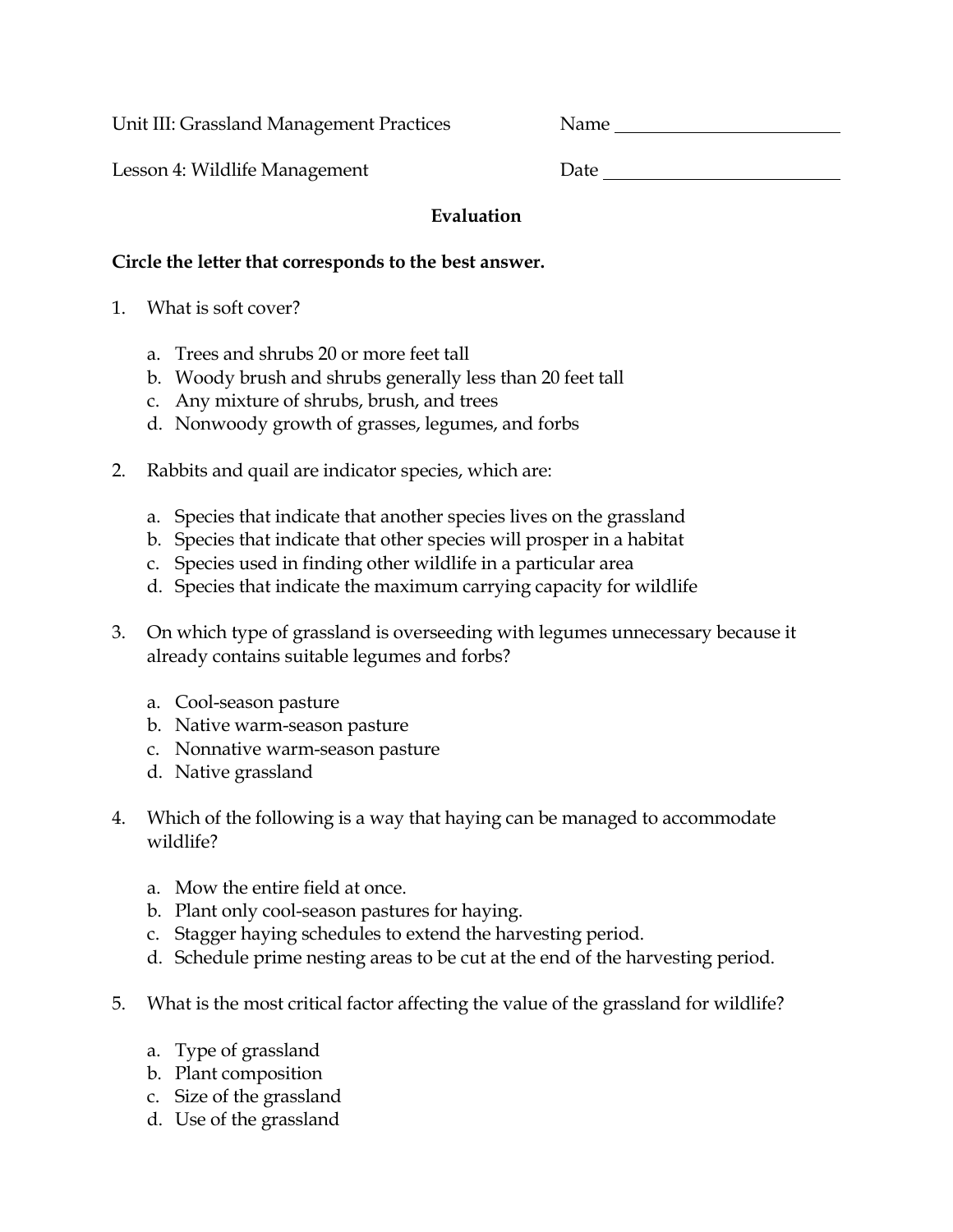Unit III: Grassland Management Practices Name ________________________

Lesson 4: Wildlife Management Date ________________________

**Evaluation**

**Circle the letter that corresponds to the best answer.**

1. What is soft cover?

   a. Trees and shrubs 20 or more feet tall
   b. Woody brush and shrubs generally less than 20 feet tall
   c. Any mixture of shrubs, brush, and trees
   d. Nonwoody growth of grasses, legumes, and forbs

2. Rabbits and quail are indicator species, which are:

   a. Species that indicate that another species lives on the grassland
   b. Species that indicate that other species will prosper in a habitat
   c. Species used in finding other wildlife in a particular area
   d. Species that indicate the maximum carrying capacity for wildlife

3. On which type of grassland is overseeding with legumes unnecessary because it already contains suitable legumes and forbs?

   a. Cool-season pasture
   b. Native warm-season pasture
   c. Nonnative warm-season pasture
   d. Native grassland

4. Which of the following is a way that haying can be managed to accommodate wildlife?

   a. Mow the entire field at once.
   b. Plant only cool-season pastures for haying.
   c. Stagger haying schedules to extend the harvesting period.
   d. Schedule prime nesting areas to be cut at the end of the harvesting period.

5. What is the most critical factor affecting the value of the grassland for wildlife?

   a. Type of grassland
   b. Plant composition
   c. Size of the grassland
   d. Use of the grassland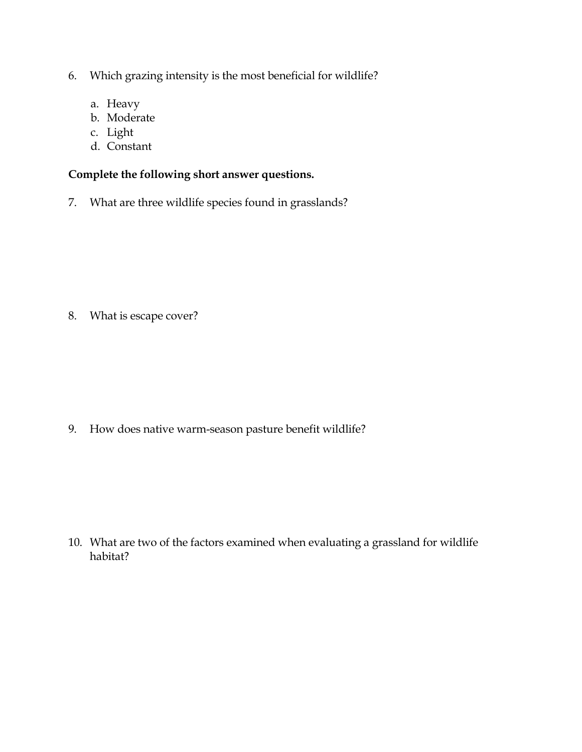6. Which grazing intensity is the most beneficial for wildlife?

   a. Heavy
   b. Moderate
   c. Light
   d. Constant

**Complete the following short answer questions.**

7. What are three wildlife species found in grasslands?

8. What is escape cover?

9. How does native warm-season pasture benefit wildlife?

10. What are two of the factors examined when evaluating a grassland for wildlife habitat?